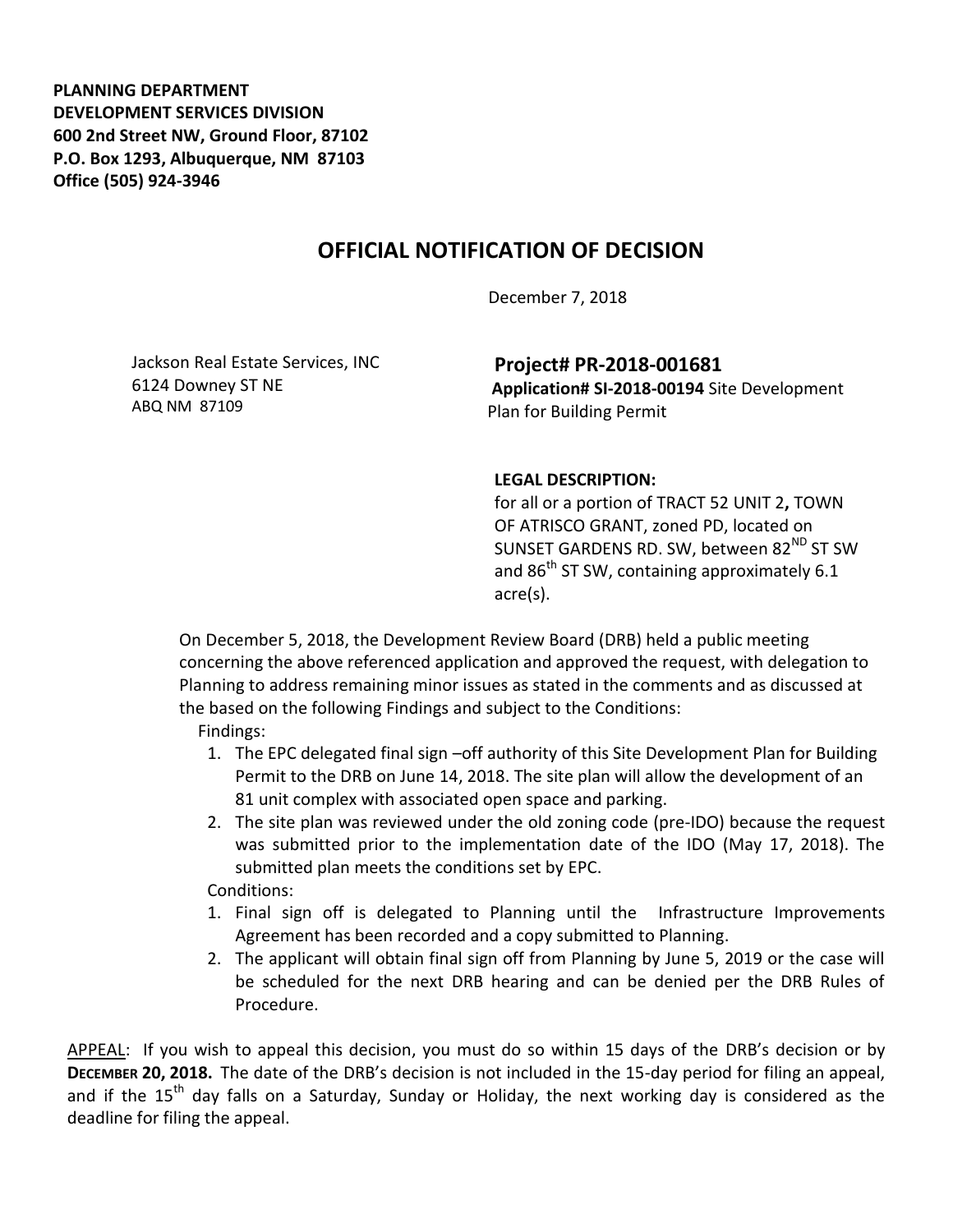**PLANNING DEPARTMENT**
**DEVELOPMENT SERVICES DIVISION**
**600 2nd Street NW, Ground Floor, 87102**
**P.O. Box 1293, Albuquerque, NM 87103**
**Office (505) 924-3946**

# OFFICIAL NOTIFICATION OF DECISION

December 7, 2018

Jackson Real Estate Services, INC
6124 Downey ST NE
ABQ NM 87109

**Project# PR-2018-001681**
**Application# SI-2018-00194** Site Development Plan for Building Permit

**LEGAL DESCRIPTION:**
for all or a portion of TRACT 52 UNIT 2**,** TOWN OF ATRISCO GRANT, zoned PD, located on SUNSET GARDENS RD. SW, between 82ND ST SW and 86th ST SW, containing approximately 6.1 acre(s).

On December 5, 2018, the Development Review Board (DRB) held a public meeting concerning the above referenced application and approved the request, with delegation to Planning to address remaining minor issues as stated in the comments and as discussed at the based on the following Findings and subject to the Conditions:

Findings:

1. The EPC delegated final sign –off authority of this Site Development Plan for Building Permit to the DRB on June 14, 2018. The site plan will allow the development of an 81 unit complex with associated open space and parking.
2. The site plan was reviewed under the old zoning code (pre-IDO) because the request was submitted prior to the implementation date of the IDO (May 17, 2018). The submitted plan meets the conditions set by EPC.

Conditions:

1. Final sign off is delegated to Planning until the Infrastructure Improvements Agreement has been recorded and a copy submitted to Planning.
2. The applicant will obtain final sign off from Planning by June 5, 2019 or the case will be scheduled for the next DRB hearing and can be denied per the DRB Rules of Procedure.

APPEAL: If you wish to appeal this decision, you must do so within 15 days of the DRB's decision or by **DECEMBER 20, 2018.** The date of the DRB's decision is not included in the 15-day period for filing an appeal, and if the 15th day falls on a Saturday, Sunday or Holiday, the next working day is considered as the deadline for filing the appeal.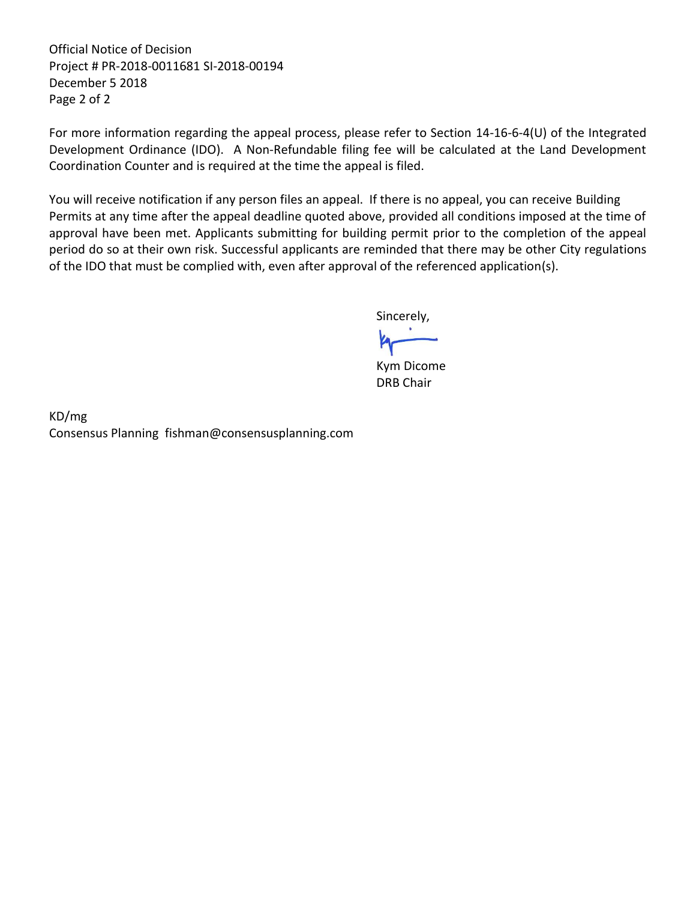Official Notice of Decision
Project # PR-2018-0011681 SI-2018-00194
December 5 2018

For more information regarding the appeal process, please refer to Section 14-16-6-4(U) of the Integrated Development Ordinance (IDO). A Non-Refundable filing fee will be calculated at the Land Development Coordination Counter and is required at the time the appeal is filed.

You will receive notification if any person files an appeal. If there is no appeal, you can receive Building Permits at any time after the appeal deadline quoted above, provided all conditions imposed at the time of approval have been met. Applicants submitting for building permit prior to the completion of the appeal period do so at their own risk. Successful applicants are reminded that there may be other City regulations of the IDO that must be complied with, even after approval of the referenced application(s).

Sincerely,

Kym Dicome
DRB Chair

KD/mg
Consensus Planning fishman@consensusplanning.com